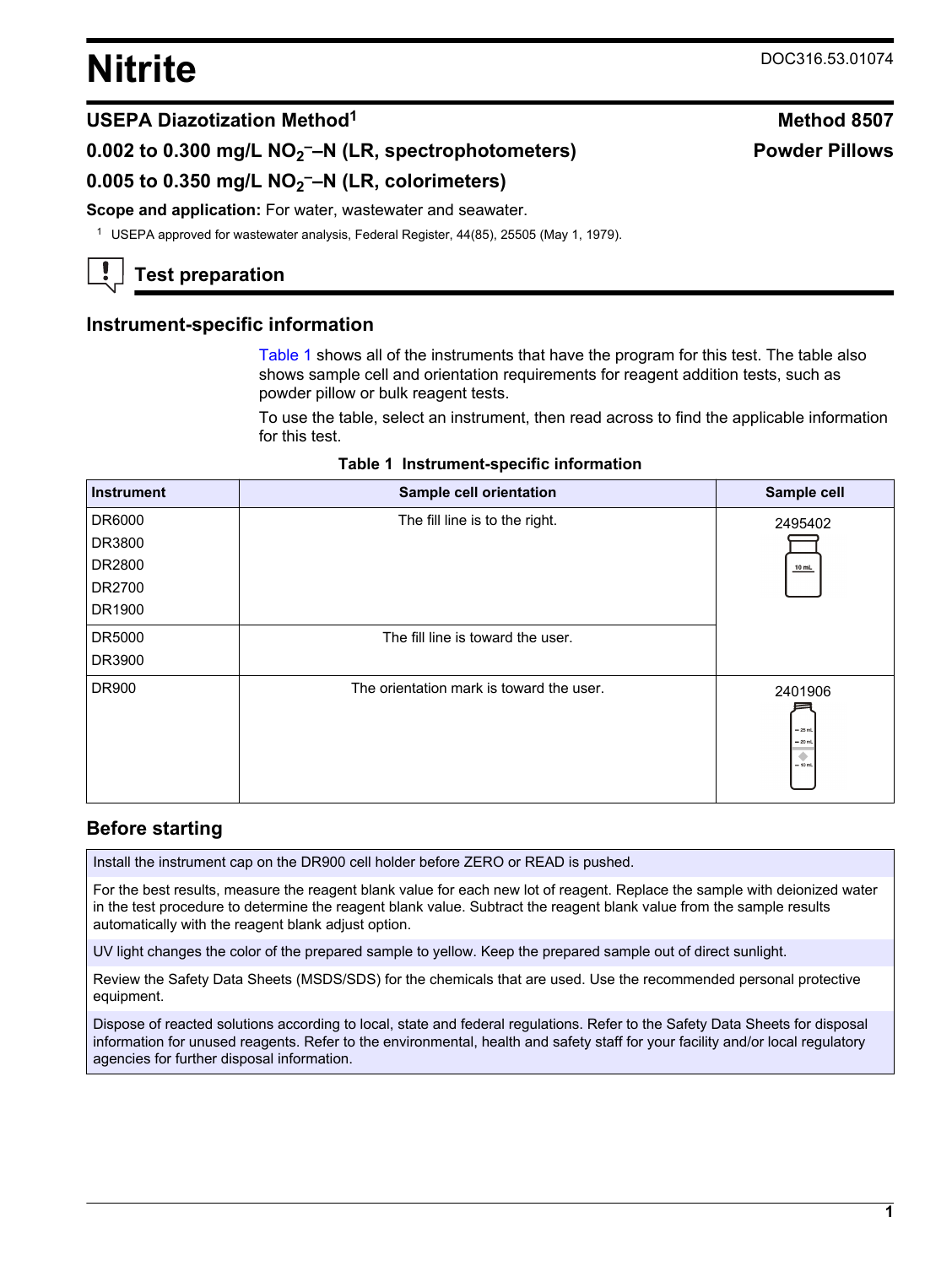# Nitrite

DOC316.53.01074

## USEPA Diazotization Method[1] — Method 8507

## $0.002$ to $0.300$ mg/L $NO_2^-$–N (LR, spectrophotometers) — Powder Pillows

## $0.005$ to $0.350$ mg/L $NO_2^-$–N (LR, colorimeters)

**Scope and application:** For water, wastewater and seawater.

[1] USEPA approved for wastewater analysis, Federal Register, 44(85), 25505 (May 1, 1979).

## Test preparation

### Instrument-specific information

Table 1 shows all of the instruments that have the program for this test. The table also shows sample cell and orientation requirements for reagent addition tests, such as powder pillow or bulk reagent tests.

To use the table, select an instrument, then read across to find the applicable information for this test.

**Table 1 Instrument-specific information**

| Instrument | Sample cell orientation | Sample cell |
|---|---|---|
| DR6000<br>DR3800<br>DR2800<br>DR2700<br>DR1900 | The fill line is to the right. | 2495402 |
| DR5000<br>DR3900 | The fill line is toward the user. | |
| DR900 | The orientation mark is toward the user. | 2401906 |

### Before starting

Install the instrument cap on the DR900 cell holder before ZERO or READ is pushed.

For the best results, measure the reagent blank value for each new lot of reagent. Replace the sample with deionized water in the test procedure to determine the reagent blank value. Subtract the reagent blank value from the sample results automatically with the reagent blank adjust option.

UV light changes the color of the prepared sample to yellow. Keep the prepared sample out of direct sunlight.

Review the Safety Data Sheets (MSDS/SDS) for the chemicals that are used. Use the recommended personal protective equipment.

Dispose of reacted solutions according to local, state and federal regulations. Refer to the Safety Data Sheets for disposal information for unused reagents. Refer to the environmental, health and safety staff for your facility and/or local regulatory agencies for further disposal information.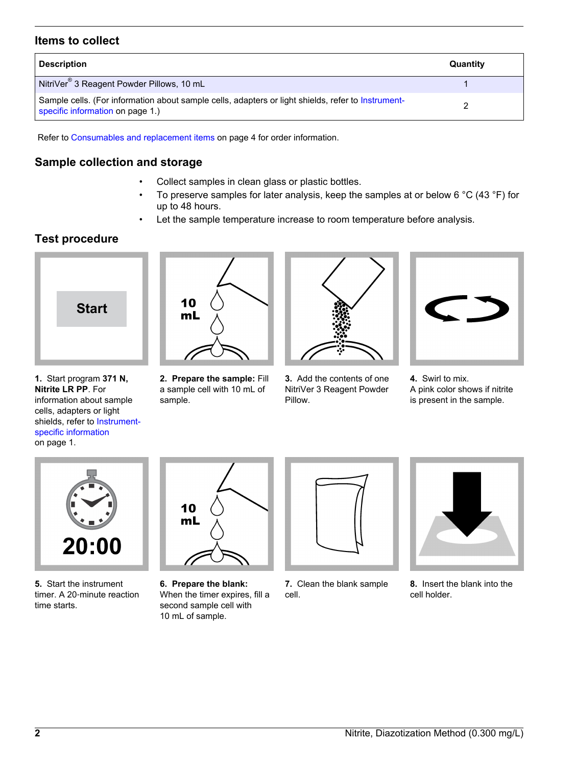## Items to collect

| Description | Quantity |
|---|---|
| NitriVer® 3 Reagent Powder Pillows, 10 mL | 1 |
| Sample cells. (For information about sample cells, adapters or light shields, refer to Instrument-specific information on page 1.) | 2 |

Refer to Consumables and replacement items on page 4 for order information.

## Sample collection and storage

- Collect samples in clean glass or plastic bottles.
- To preserve samples for later analysis, keep the samples at or below 6 °C (43 °F) for up to 48 hours.
- Let the sample temperature increase to room temperature before analysis.

## Test procedure

**1.** Start program **371 N, Nitrite LR PP**. For information about sample cells, adapters or light shields, refer to Instrument-specific information on page 1.

**2. Prepare the sample:** Fill a sample cell with 10 mL of sample.

**3.** Add the contents of one NitriVer 3 Reagent Powder Pillow.

**4.** Swirl to mix.
A pink color shows if nitrite is present in the sample.

**5.** Start the instrument timer. A 20-minute reaction time starts.

**6. Prepare the blank:** When the timer expires, fill a second sample cell with 10 mL of sample.

**7.** Clean the blank sample cell.

**8.** Insert the blank into the cell holder.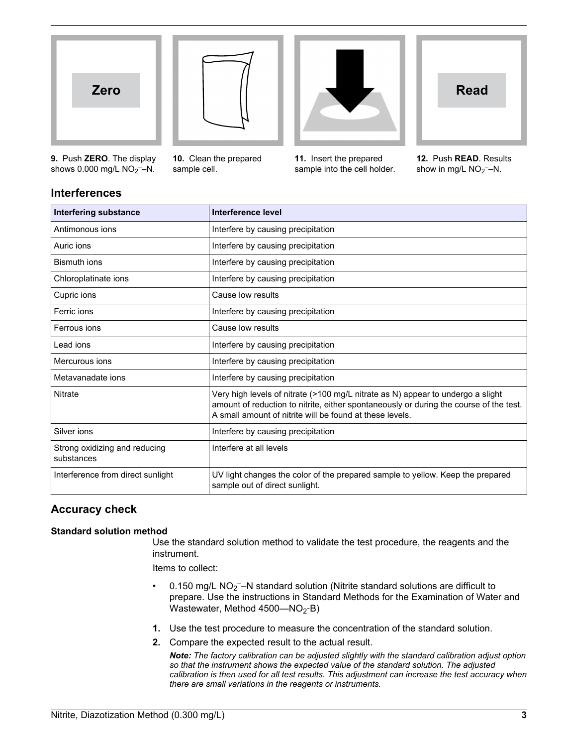**9.** Push **ZERO**. The display shows 0.000 mg/L $NO_2^-$–N.

**10.** Clean the prepared sample cell.

**11.** Insert the prepared sample into the cell holder.

**12.** Push **READ**. Results show in mg/L $NO_2^-$–N.

## Interferences

| Interfering substance | Interference level |
| --- | --- |
| Antimonous ions | Interfere by causing precipitation |
| Auric ions | Interfere by causing precipitation |
| Bismuth ions | Interfere by causing precipitation |
| Chloroplatinate ions | Interfere by causing precipitation |
| Cupric ions | Cause low results |
| Ferric ions | Interfere by causing precipitation |
| Ferrous ions | Cause low results |
| Lead ions | Interfere by causing precipitation |
| Mercurous ions | Interfere by causing precipitation |
| Metavanadate ions | Interfere by causing precipitation |
| Nitrate | Very high levels of nitrate (>100 mg/L nitrate as N) appear to undergo a slight amount of reduction to nitrite, either spontaneously or during the course of the test. A small amount of nitrite will be found at these levels. |
| Silver ions | Interfere by causing precipitation |
| Strong oxidizing and reducing substances | Interfere at all levels |
| Interference from direct sunlight | UV light changes the color of the prepared sample to yellow. Keep the prepared sample out of direct sunlight. |

## Accuracy check

### Standard solution method

Use the standard solution method to validate the test procedure, the reagents and the instrument.

Items to collect:

- 0.150 mg/L $NO_2^-$–N standard solution (Nitrite standard solutions are difficult to prepare. Use the instructions in Standard Methods for the Examination of Water and Wastewater, Method 4500—$NO_2$-B)

1. Use the test procedure to measure the concentration of the standard solution.
2. Compare the expected result to the actual result.

   ***Note:** The factory calibration can be adjusted slightly with the standard calibration adjust option so that the instrument shows the expected value of the standard solution. The adjusted calibration is then used for all test results. This adjustment can increase the test accuracy when there are small variations in the reagents or instruments.*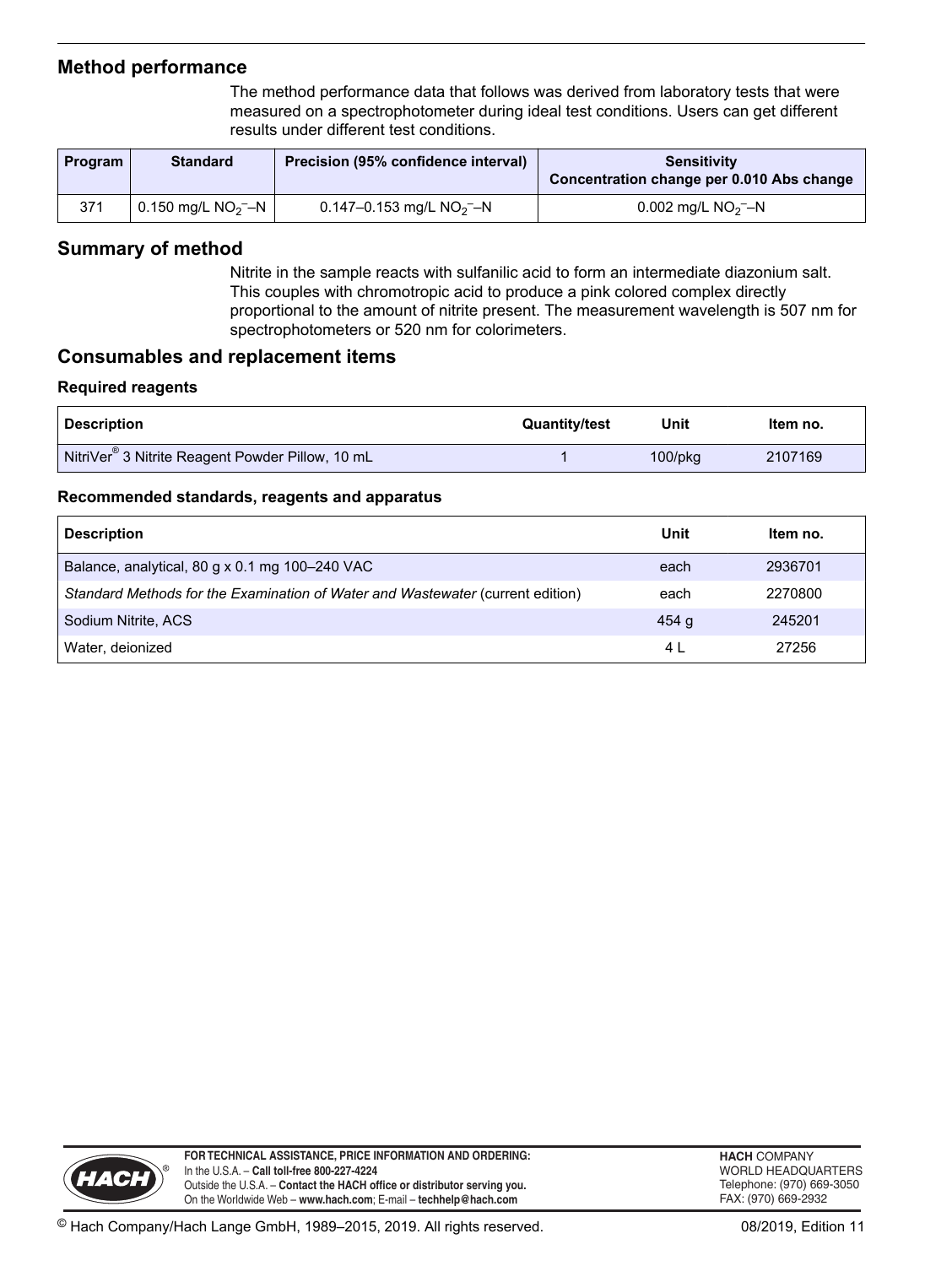## Method performance

The method performance data that follows was derived from laboratory tests that were measured on a spectrophotometer during ideal test conditions. Users can get different results under different test conditions.

| Program | Standard | Precision (95% confidence interval) | Sensitivity Concentration change per 0.010 Abs change |
|---|---|---|---|
| 371 | 0.150 mg/L $NO_2^-$–N | 0.147–0.153 mg/L $NO_2^-$–N | 0.002 mg/L $NO_2^-$–N |

## Summary of method

Nitrite in the sample reacts with sulfanilic acid to form an intermediate diazonium salt. This couples with chromotropic acid to produce a pink colored complex directly proportional to the amount of nitrite present. The measurement wavelength is 507 nm for spectrophotometers or 520 nm for colorimeters.

## Consumables and replacement items

### Required reagents

| Description | Quantity/test | Unit | Item no. |
|---|---|---|---|
| NitriVer® 3 Nitrite Reagent Powder Pillow, 10 mL | 1 | 100/pkg | 2107169 |

### Recommended standards, reagents and apparatus

| Description | Unit | Item no. |
|---|---|---|
| Balance, analytical, 80 g x 0.1 mg 100–240 VAC | each | 2936701 |
| *Standard Methods for the Examination of Water and Wastewater* (current edition) | each | 2270800 |
| Sodium Nitrite, ACS | 454 g | 245201 |
| Water, deionized | 4 L | 27256 |

**FOR TECHNICAL ASSISTANCE, PRICE INFORMATION AND ORDERING:**
In the U.S.A. – **Call toll-free 800-227-4224**
Outside the U.S.A. – **Contact the HACH office or distributor serving you.**
On the Worldwide Web – **www.hach.com**; E-mail – **techhelp@hach.com**

**HACH** COMPANY
WORLD HEADQUARTERS
Telephone: (970) 669-3050
FAX: (970) 669-2932

© Hach Company/Hach Lange GmbH, 1989–2015, 2019. All rights reserved.

08/2019, Edition 11